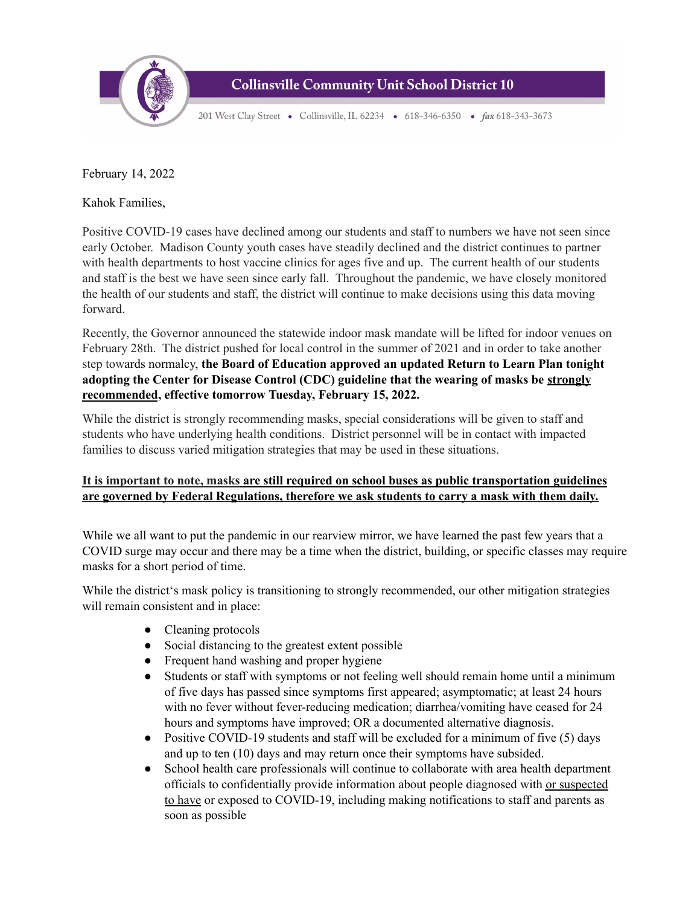**Collinsville Community Unit School District 10**

201 West Clay Street • Collinsville, IL 62234 • 618-346-6350 • *fax* 618-343-3673

February 14, 2022

Kahok Families,

Positive COVID-19 cases have declined among our students and staff to numbers we have not seen since early October. Madison County youth cases have steadily declined and the district continues to partner with health departments to host vaccine clinics for ages five and up. The current health of our students and staff is the best we have seen since early fall. Throughout the pandemic, we have closely monitored the health of our students and staff, the district will continue to make decisions using this data moving forward.

Recently, the Governor announced the statewide indoor mask mandate will be lifted for indoor venues on February 28th. The district pushed for local control in the summer of 2021 and in order to take another step towards normalcy, **the Board of Education approved an updated Return to Learn Plan tonight adopting the Center for Disease Control (CDC) guideline that the wearing of masks be <u>strongly recommended</u>, effective tomorrow Tuesday, February 15, 2022.**

While the district is strongly recommending masks, special considerations will be given to staff and students who have underlying health conditions. District personnel will be in contact with impacted families to discuss varied mitigation strategies that may be used in these situations.

**<u>It is important to note, masks are still required on school buses as public transportation guidelines are governed by Federal Regulations, therefore we ask students to carry a mask with them daily.</u>**

While we all want to put the pandemic in our rearview mirror, we have learned the past few years that a COVID surge may occur and there may be a time when the district, building, or specific classes may require masks for a short period of time.

While the district's mask policy is transitioning to strongly recommended, our other mitigation strategies will remain consistent and in place:

- Cleaning protocols
- Social distancing to the greatest extent possible
- Frequent hand washing and proper hygiene
- Students or staff with symptoms or not feeling well should remain home until a minimum of five days has passed since symptoms first appeared; asymptomatic; at least 24 hours with no fever without fever-reducing medication; diarrhea/vomiting have ceased for 24 hours and symptoms have improved; OR a documented alternative diagnosis.
- Positive COVID-19 students and staff will be excluded for a minimum of five (5) days and up to ten (10) days and may return once their symptoms have subsided.
- School health care professionals will continue to collaborate with area health department officials to confidentially provide information about people diagnosed with <u>or suspected to have</u> or exposed to COVID-19, including making notifications to staff and parents as soon as possible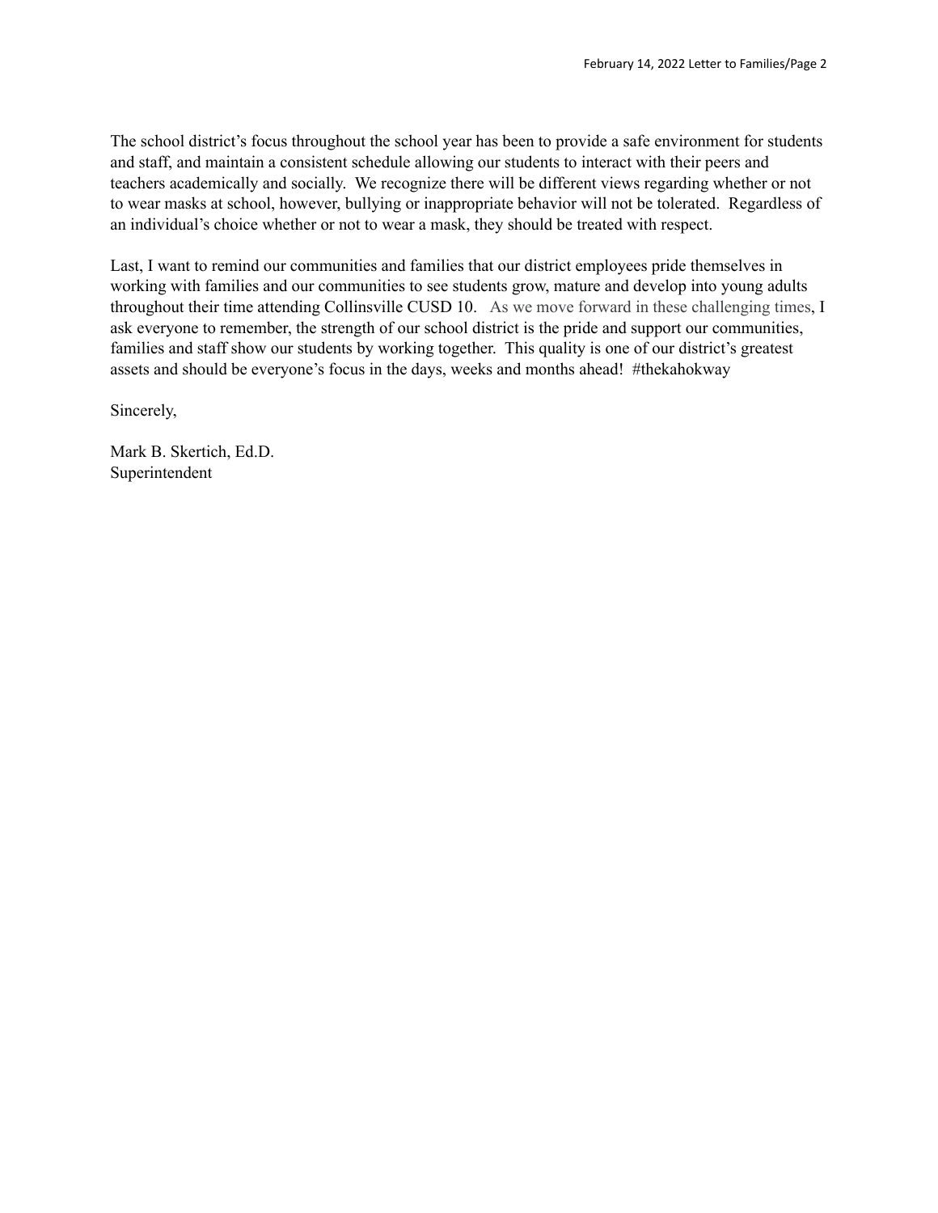The school district's focus throughout the school year has been to provide a safe environment for students and staff, and maintain a consistent schedule allowing our students to interact with their peers and teachers academically and socially. We recognize there will be different views regarding whether or not to wear masks at school, however, bullying or inappropriate behavior will not be tolerated. Regardless of an individual's choice whether or not to wear a mask, they should be treated with respect.

Last, I want to remind our communities and families that our district employees pride themselves in working with families and our communities to see students grow, mature and develop into young adults throughout their time attending Collinsville CUSD 10. As we move forward in these challenging times, I ask everyone to remember, the strength of our school district is the pride and support our communities, families and staff show our students by working together. This quality is one of our district's greatest assets and should be everyone's focus in the days, weeks and months ahead! #thekahokway

Sincerely,

Mark B. Skertich, Ed.D.
Superintendent